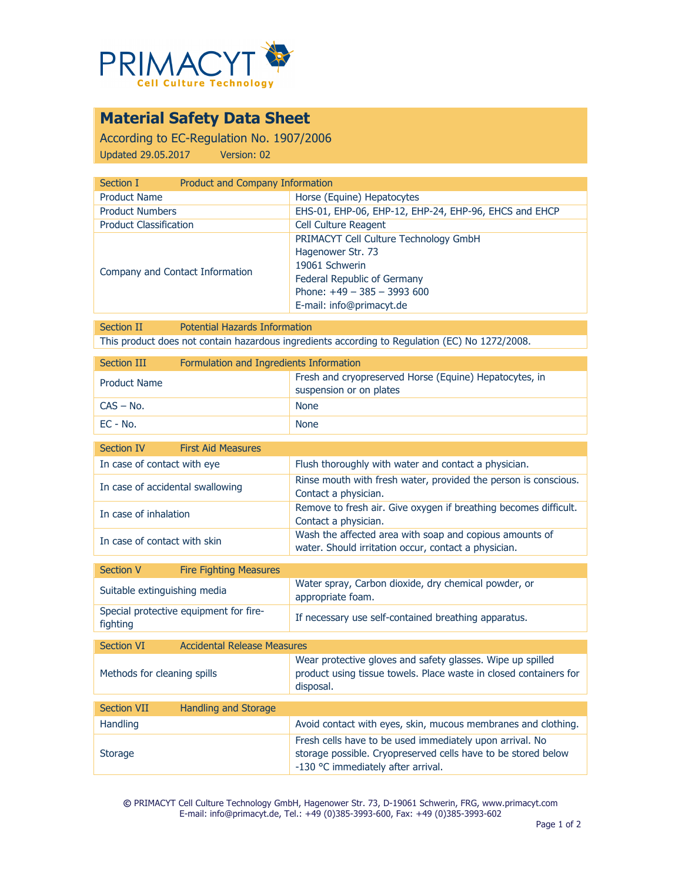PRIMACYT
Cell Culture Technology

# Material Safety Data Sheet

According to EC-Regulation No. 1907/2006

Updated 29.05.2017 Version: 02

| Section I | Product and Company Information |
|---|---|
| Product Name | Horse (Equine) Hepatocytes |
| Product Numbers | EHS-01, EHP-06, EHP-12, EHP-24, EHP-96, EHCS and EHCP |
| Product Classification | Cell Culture Reagent |
| Company and Contact Information | PRIMACYT Cell Culture Technology GmbH<br>Hagenower Str. 73<br>19061 Schwerin<br>Federal Republic of Germany<br>Phone: +49 – 385 – 3993 600<br>E-mail: info@primacyt.de |

| Section II | Potential Hazards Information |
|---|---|
| This product does not contain hazardous ingredients according to Regulation (EC) No 1272/2008. | |

| Section III | Formulation and Ingredients Information |
|---|---|
| Product Name | Fresh and cryopreserved Horse (Equine) Hepatocytes, in suspension or on plates |
| CAS – No. | None |
| EC - No. | None |

| Section IV | First Aid Measures |
|---|---|
| In case of contact with eye | Flush thoroughly with water and contact a physician. |
| In case of accidental swallowing | Rinse mouth with fresh water, provided the person is conscious. Contact a physician. |
| In case of inhalation | Remove to fresh air. Give oxygen if breathing becomes difficult. Contact a physician. |
| In case of contact with skin | Wash the affected area with soap and copious amounts of water. Should irritation occur, contact a physician. |

| Section V | Fire Fighting Measures |
|---|---|
| Suitable extinguishing media | Water spray, Carbon dioxide, dry chemical powder, or appropriate foam. |
| Special protective equipment for fire-fighting | If necessary use self-contained breathing apparatus. |

| Section VI | Accidental Release Measures |
|---|---|
| Methods for cleaning spills | Wear protective gloves and safety glasses. Wipe up spilled product using tissue towels. Place waste in closed containers for disposal. |

| Section VII | Handling and Storage |
|---|---|
| Handling | Avoid contact with eyes, skin, mucous membranes and clothing. |
| Storage | Fresh cells have to be used immediately upon arrival. No storage possible. Cryopreserved cells have to be stored below -130 °C immediately after arrival. |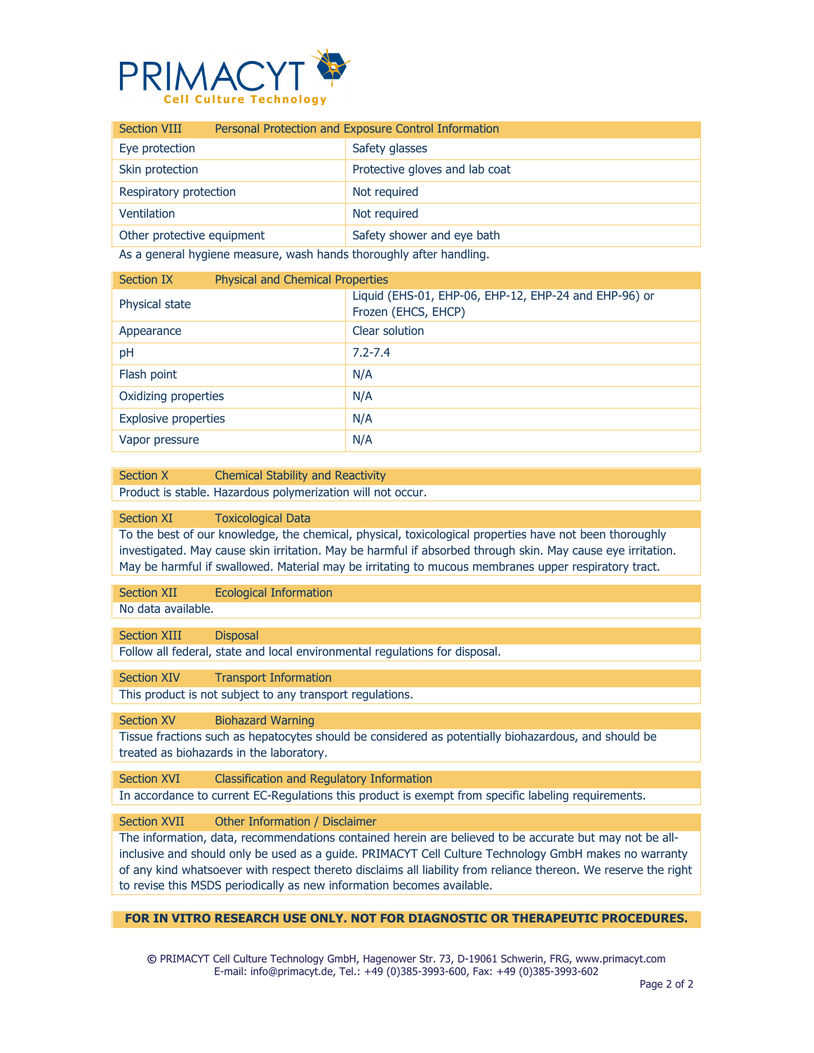PRIMACYT
Cell Culture Technology

| Section VIII | Personal Protection and Exposure Control Information |
|---|---|
| Eye protection | Safety glasses |
| Skin protection | Protective gloves and lab coat |
| Respiratory protection | Not required |
| Ventilation | Not required |
| Other protective equipment | Safety shower and eye bath |

As a general hygiene measure, wash hands thoroughly after handling.

| Section IX | Physical and Chemical Properties |
|---|---|
| Physical state | Liquid (EHS-01, EHP-06, EHP-12, EHP-24 and EHP-96) or Frozen (EHCS, EHCP) |
| Appearance | Clear solution |
| pH | 7.2-7.4 |
| Flash point | N/A |
| Oxidizing properties | N/A |
| Explosive properties | N/A |
| Vapor pressure | N/A |

## Section X Chemical Stability and Reactivity

Product is stable. Hazardous polymerization will not occur.

## Section XI Toxicological Data

To the best of our knowledge, the chemical, physical, toxicological properties have not been thoroughly investigated. May cause skin irritation. May be harmful if absorbed through skin. May cause eye irritation. May be harmful if swallowed. Material may be irritating to mucous membranes upper respiratory tract.

## Section XII Ecological Information

No data available.

## Section XIII Disposal

Follow all federal, state and local environmental regulations for disposal.

## Section XIV Transport Information

This product is not subject to any transport regulations.

## Section XV Biohazard Warning

Tissue fractions such as hepatocytes should be considered as potentially biohazardous, and should be treated as biohazards in the laboratory.

## Section XVI Classification and Regulatory Information

In accordance to current EC-Regulations this product is exempt from specific labeling requirements.

## Section XVII Other Information / Disclaimer

The information, data, recommendations contained herein are believed to be accurate but may not be all-inclusive and should only be used as a guide. PRIMACYT Cell Culture Technology GmbH makes no warranty of any kind whatsoever with respect thereto disclaims all liability from reliance thereon. We reserve the right to revise this MSDS periodically as new information becomes available.

**FOR IN VITRO RESEARCH USE ONLY. NOT FOR DIAGNOSTIC OR THERAPEUTIC PROCEDURES.**

© PRIMACYT Cell Culture Technology GmbH, Hagenower Str. 73, D-19061 Schwerin, FRG, www.primacyt.com
E-mail: info@primacyt.de, Tel.: +49 (0)385-3993-600, Fax: +49 (0)385-3993-602